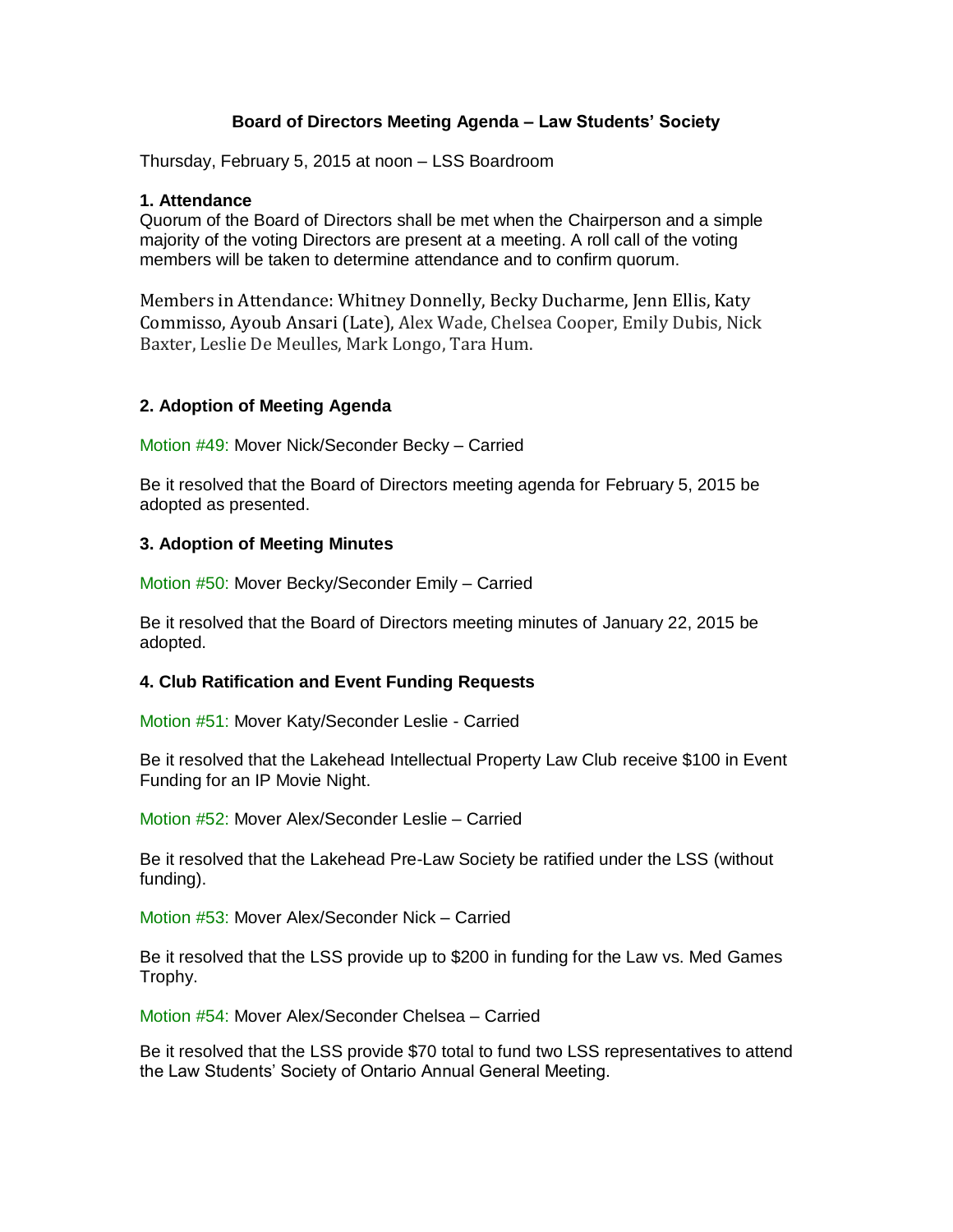## Board of Directors Meeting Agenda – Law Students' Society

Thursday, February 5, 2015 at noon – LSS Boardroom

### 1. Attendance

Quorum of the Board of Directors shall be met when the Chairperson and a simple majority of the voting Directors are present at a meeting. A roll call of the voting members will be taken to determine attendance and to confirm quorum.

Members in Attendance: Whitney Donnelly, Becky Ducharme, Jenn Ellis, Katy Commisso, Ayoub Ansari (Late), Alex Wade, Chelsea Cooper, Emily Dubis, Nick Baxter, Leslie De Meulles, Mark Longo, Tara Hum.

### 2. Adoption of Meeting Agenda

Motion #49: Mover Nick/Seconder Becky – Carried

Be it resolved that the Board of Directors meeting agenda for February 5, 2015 be adopted as presented.

### 3. Adoption of Meeting Minutes

Motion #50: Mover Becky/Seconder Emily – Carried

Be it resolved that the Board of Directors meeting minutes of January 22, 2015 be adopted.

### 4. Club Ratification and Event Funding Requests

Motion #51: Mover Katy/Seconder Leslie - Carried

Be it resolved that the Lakehead Intellectual Property Law Club receive $100 in Event Funding for an IP Movie Night.

Motion #52: Mover Alex/Seconder Leslie – Carried

Be it resolved that the Lakehead Pre-Law Society be ratified under the LSS (without funding).

Motion #53: Mover Alex/Seconder Nick – Carried

Be it resolved that the LSS provide up to $200 in funding for the Law vs. Med Games Trophy.

Motion #54: Mover Alex/Seconder Chelsea – Carried

Be it resolved that the LSS provide $70 total to fund two LSS representatives to attend the Law Students' Society of Ontario Annual General Meeting.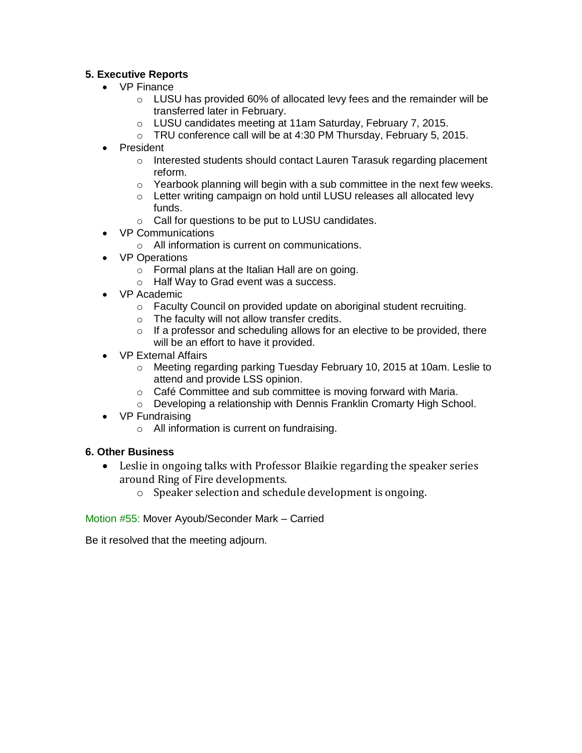### 5. Executive Reports

- VP Finance
  - LUSU has provided 60% of allocated levy fees and the remainder will be transferred later in February.
  - LUSU candidates meeting at 11am Saturday, February 7, 2015.
  - TRU conference call will be at 4:30 PM Thursday, February 5, 2015.
- President
  - Interested students should contact Lauren Tarasuk regarding placement reform.
  - Yearbook planning will begin with a sub committee in the next few weeks.
  - Letter writing campaign on hold until LUSU releases all allocated levy funds.
  - Call for questions to be put to LUSU candidates.
- VP Communications
  - All information is current on communications.
- VP Operations
  - Formal plans at the Italian Hall are on going.
  - Half Way to Grad event was a success.
- VP Academic
  - Faculty Council on provided update on aboriginal student recruiting.
  - The faculty will not allow transfer credits.
  - If a professor and scheduling allows for an elective to be provided, there will be an effort to have it provided.
- VP External Affairs
  - Meeting regarding parking Tuesday February 10, 2015 at 10am. Leslie to attend and provide LSS opinion.
  - Café Committee and sub committee is moving forward with Maria.
  - Developing a relationship with Dennis Franklin Cromarty High School.
- VP Fundraising
  - All information is current on fundraising.

### 6. Other Business

- Leslie in ongoing talks with Professor Blaikie regarding the speaker series around Ring of Fire developments.
  - Speaker selection and schedule development is ongoing.

Motion #55: Mover Ayoub/Seconder Mark – Carried

Be it resolved that the meeting adjourn.